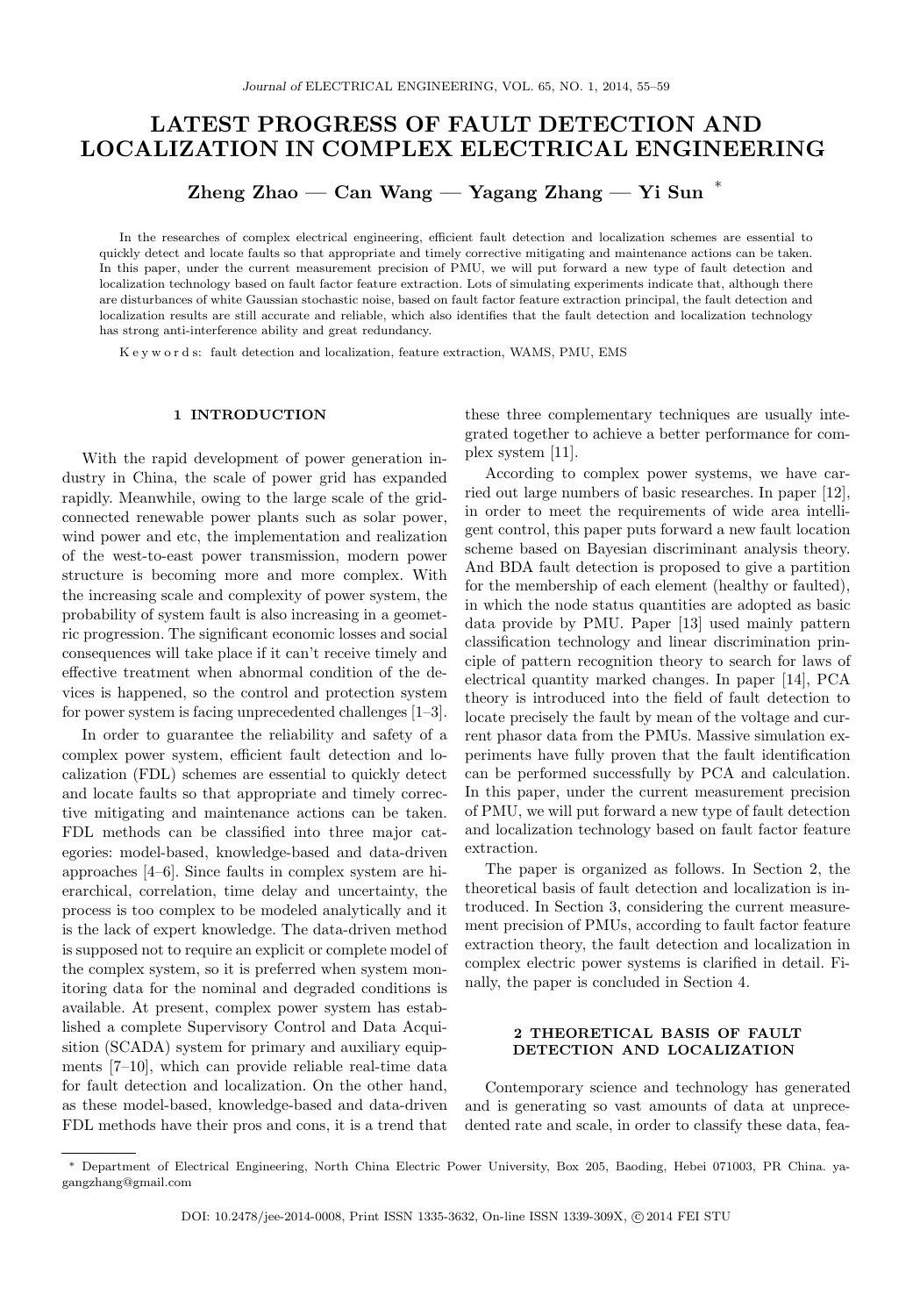# LATEST PROGRESS OF FAULT DETECTION AND LOCALIZATION IN COMPLEX ELECTRICAL ENGINEERING

**Zheng Zhao — Can Wang — Yagang Zhang — Yi Sun** [*]

In the researches of complex electrical engineering, efficient fault detection and localization schemes are essential to quickly detect and locate faults so that appropriate and timely corrective mitigating and maintenance actions can be taken. In this paper, under the current measurement precision of PMU, we will put forward a new type of fault detection and localization technology based on fault factor feature extraction. Lots of simulating experiments indicate that, although there are disturbances of white Gaussian stochastic noise, based on fault factor feature extraction principal, the fault detection and localization results are still accurate and reliable, which also identifies that the fault detection and localization technology has strong anti-interference ability and great redundancy.

K e y w o r d s: fault detection and localization, feature extraction, WAMS, PMU, EMS

## 1 INTRODUCTION

With the rapid development of power generation industry in China, the scale of power grid has expanded rapidly. Meanwhile, owing to the large scale of the grid-connected renewable power plants such as solar power, wind power and etc, the implementation and realization of the west-to-east power transmission, modern power structure is becoming more and more complex. With the increasing scale and complexity of power system, the probability of system fault is also increasing in a geometric progression. The significant economic losses and social consequences will take place if it can't receive timely and effective treatment when abnormal condition of the devices is happened, so the control and protection system for power system is facing unprecedented challenges [1–3].

In order to guarantee the reliability and safety of a complex power system, efficient fault detection and localization (FDL) schemes are essential to quickly detect and locate faults so that appropriate and timely corrective mitigating and maintenance actions can be taken. FDL methods can be classified into three major categories: model-based, knowledge-based and data-driven approaches [4–6]. Since faults in complex system are hierarchical, correlation, time delay and uncertainty, the process is too complex to be modeled analytically and it is the lack of expert knowledge. The data-driven method is supposed not to require an explicit or complete model of the complex system, so it is preferred when system monitoring data for the nominal and degraded conditions is available. At present, complex power system has established a complete Supervisory Control and Data Acquisition (SCADA) system for primary and auxiliary equipments [7–10], which can provide reliable real-time data for fault detection and localization. On the other hand, as these model-based, knowledge-based and data-driven FDL methods have their pros and cons, it is a trend that these three complementary techniques are usually integrated together to achieve a better performance for complex system [11].

According to complex power systems, we have carried out large numbers of basic researches. In paper [12], in order to meet the requirements of wide area intelligent control, this paper puts forward a new fault location scheme based on Bayesian discriminant analysis theory. And BDA fault detection is proposed to give a partition for the membership of each element (healthy or faulted), in which the node status quantities are adopted as basic data provide by PMU. Paper [13] used mainly pattern classification technology and linear discrimination principle of pattern recognition theory to search for laws of electrical quantity marked changes. In paper [14], PCA theory is introduced into the field of fault detection to locate precisely the fault by mean of the voltage and current phasor data from the PMUs. Massive simulation experiments have fully proven that the fault identification can be performed successfully by PCA and calculation. In this paper, under the current measurement precision of PMU, we will put forward a new type of fault detection and localization technology based on fault factor feature extraction.

The paper is organized as follows. In Section 2, the theoretical basis of fault detection and localization is introduced. In Section 3, considering the current measurement precision of PMUs, according to fault factor feature extraction theory, the fault detection and localization in complex electric power systems is clarified in detail. Finally, the paper is concluded in Section 4.

## 2 THEORETICAL BASIS OF FAULT DETECTION AND LOCALIZATION

Contemporary science and technology has generated and is generating so vast amounts of data at unprecedented rate and scale, in order to classify these data, fea-

---

[*] Department of Electrical Engineering, North China Electric Power University, Box 205, Baoding, Hebei 071003, PR China. yagangzhang@gmail.com

DOI: 10.2478/jee-2014-0008, Print ISSN 1335-3632, On-line ISSN 1339-309X, © 2014 FEI STU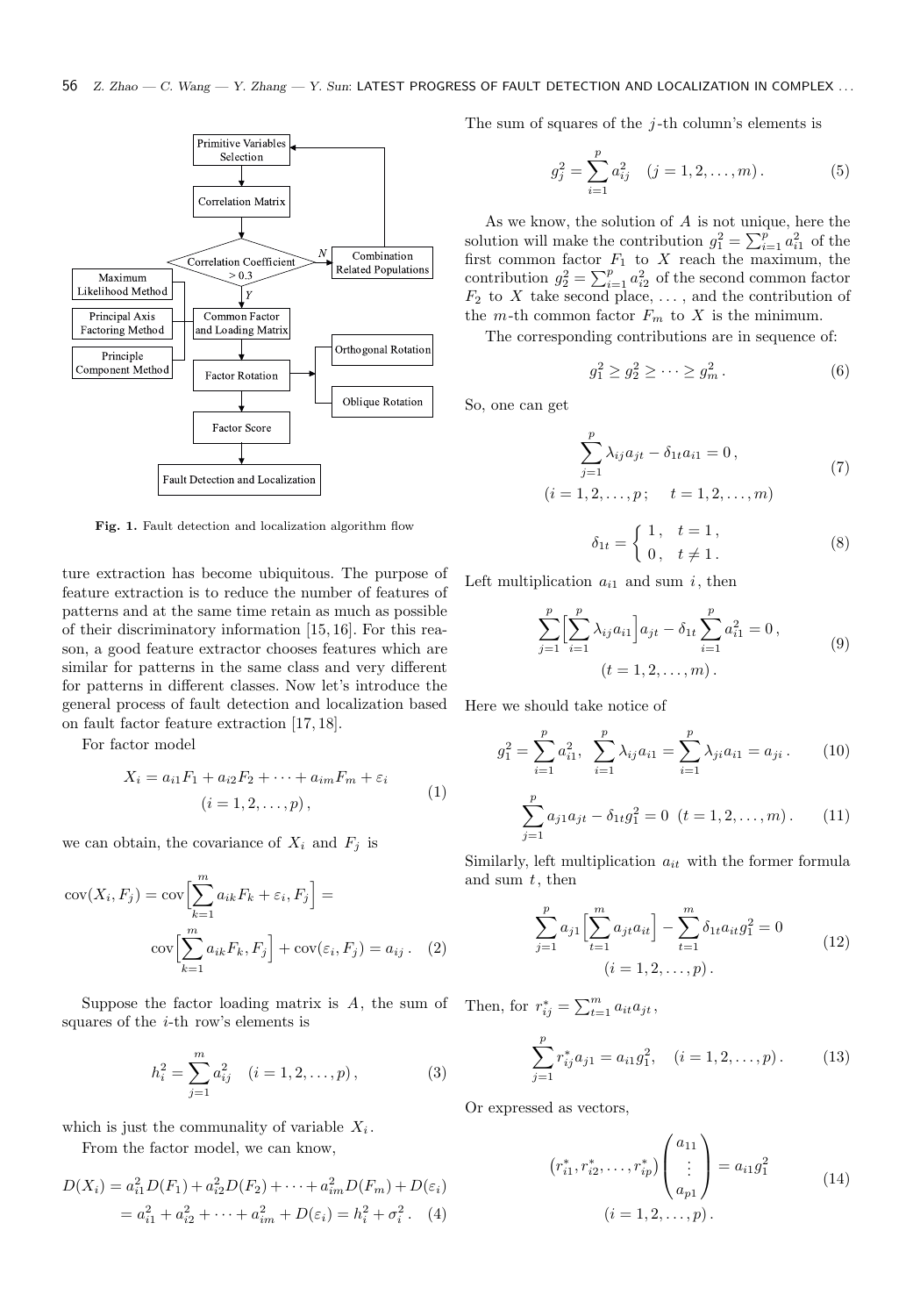Fig. 1. Fault detection and localization algorithm flow

ture extraction has become ubiquitous. The purpose of feature extraction is to reduce the number of features of patterns and at the same time retain as much as possible of their discriminatory information [15, 16]. For this reason, a good feature extractor chooses features which are similar for patterns in the same class and very different for patterns in different classes. Now let's introduce the general process of fault detection and localization based on fault factor feature extraction [17, 18].

For factor model

$$X_i = a_{i1}F_1 + a_{i2}F_2 + \cdots + a_{im}F_m + \varepsilon_i \qquad (i = 1, 2, \ldots, p), \tag{1}$$

we can obtain, the covariance of $X_i$ and $F_j$ is

$$\operatorname{cov}(X_i, F_j) = \operatorname{cov}\Big[\sum_{k=1}^{m} a_{ik}F_k + \varepsilon_i, F_j\Big] = \operatorname{cov}\Big[\sum_{k=1}^{m} a_{ik}F_k, F_j\Big] + \operatorname{cov}(\varepsilon_i, F_j) = a_{ij}\,. \tag{2}$$

Suppose the factor loading matrix is $A$, the sum of squares of the $i$-th row's elements is

$$h_i^2 = \sum_{j=1}^{m} a_{ij}^2 \quad (i = 1, 2, \ldots, p), \tag{3}$$

which is just the communality of variable $X_i$.

From the factor model, we can know,

$$D(X_i) = a_{i1}^2 D(F_1) + a_{i2}^2 D(F_2) + \cdots + a_{im}^2 D(F_m) + D(\varepsilon_i) = a_{i1}^2 + a_{i2}^2 + \cdots + a_{im}^2 + D(\varepsilon_i) = h_i^2 + \sigma_i^2\,. \tag{4}$$

The sum of squares of the $j$-th column's elements is

$$g_j^2 = \sum_{i=1}^{p} a_{ij}^2 \quad (j = 1, 2, \ldots, m)\,. \tag{5}$$

As we know, the solution of $A$ is not unique, here the solution will make the contribution $g_1^2 = \sum_{i=1}^{p} a_{i1}^2$ of the first common factor $F_1$ to $X$ reach the maximum, the contribution $g_2^2 = \sum_{i=1}^{p} a_{i2}^2$ of the second common factor $F_2$ to $X$ take second place, ..., and the contribution of the $m$-th common factor $F_m$ to $X$ is the minimum.

The corresponding contributions are in sequence of:

$$g_1^2 \geq g_2^2 \geq \cdots \geq g_m^2\,. \tag{6}$$

So, one can get

$$\sum_{j=1}^{p} \lambda_{ij} a_{jt} - \delta_{1t} a_{i1} = 0\,, \qquad (i = 1, 2, \ldots, p; \quad t = 1, 2, \ldots, m) \tag{7}$$

$$\delta_{1t} = \begin{cases} 1\,, & t = 1\,, \\ 0\,, & t \neq 1\,. \end{cases} \tag{8}$$

Left multiplication $a_{i1}$ and sum $i$, then

$$\sum_{j=1}^{p} \Big[\sum_{i=1}^{p} \lambda_{ij} a_{i1}\Big] a_{jt} - \delta_{1t} \sum_{i=1}^{p} a_{i1}^2 = 0\,, \qquad (t = 1, 2, \ldots, m)\,. \tag{9}$$

Here we should take notice of

$$g_1^2 = \sum_{i=1}^{p} a_{i1}^2, \quad \sum_{i=1}^{p} \lambda_{ij} a_{i1} = \sum_{i=1}^{p} \lambda_{ji} a_{i1} = a_{ji}\,. \tag{10}$$

$$\sum_{j=1}^{p} a_{j1} a_{jt} - \delta_{1t} g_1^2 = 0 \quad (t = 1, 2, \ldots, m)\,. \tag{11}$$

Similarly, left multiplication $a_{it}$ with the former formula and sum $t$, then

$$\sum_{j=1}^{p} a_{j1} \Big[\sum_{t=1}^{m} a_{jt} a_{it}\Big] - \sum_{t=1}^{m} \delta_{1t} a_{it} g_1^2 = 0 \qquad (i = 1, 2, \ldots, p)\,. \tag{12}$$

Then, for $r_{ij}^* = \sum_{t=1}^{m} a_{it} a_{jt}$,

$$\sum_{j=1}^{p} r_{ij}^* a_{j1} = a_{i1} g_1^2, \quad (i = 1, 2, \ldots, p)\,. \tag{13}$$

Or expressed as vectors,

$$\left(r_{i1}^*, r_{i2}^*, \ldots, r_{ip}^*\right) \begin{pmatrix} a_{11} \\ \vdots \\ a_{p1} \end{pmatrix} = a_{i1} g_1^2 \qquad (i = 1, 2, \ldots, p)\,. \tag{14}$$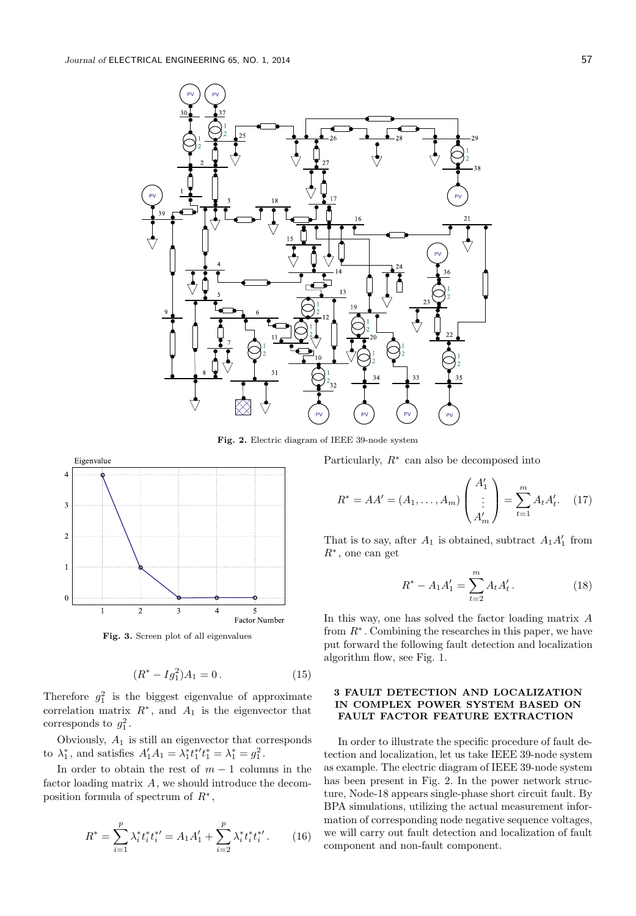Fig. 2. Electric diagram of IEEE 39-node system

Fig. 3. Screen plot of all eigenvalues

$$(R^* - Ig_1^2)A_1 = 0\,. \tag{15}$$

Therefore $g_1^2$ is the biggest eigenvalue of approximate correlation matrix $R^*$, and $A_1$ is the eigenvector that corresponds to $g_1^2$.

Obviously, $A_1$ is still an eigenvector that corresponds to $\lambda_1^*$, and satisfies $A_1'A_1 = \lambda_1^* t_1^{*\prime} t_1^* = \lambda_1^* = g_1^2$.

In order to obtain the rest of $m-1$ columns in the factor loading matrix $A$, we should introduce the decomposition formula of spectrum of $R^*$,

$$R^* = \sum_{i=1}^{p} \lambda_i^* t_i^* t_i^{*\prime} = A_1 A_1' + \sum_{i=2}^{p} \lambda_i^* t_i^* t_i^{*\prime}\,. \tag{16}$$

Particularly, $R^*$ can also be decomposed into

$$R^* = AA' = (A_1, \ldots, A_m) \begin{pmatrix} A_1' \\ \vdots \\ A_m' \end{pmatrix} = \sum_{t=1}^{m} A_t A_t'. \tag{17}$$

That is to say, after $A_1$ is obtained, subtract $A_1 A_1'$ from $R^*$, one can get

$$R^* - A_1 A_1' = \sum_{t=2}^{m} A_t A_t'\,. \tag{18}$$

In this way, one has solved the factor loading matrix $A$ from $R^*$. Combining the researches in this paper, we have put forward the following fault detection and localization algorithm flow, see Fig. 1.

## 3 FAULT DETECTION AND LOCALIZATION IN COMPLEX POWER SYSTEM BASED ON FAULT FACTOR FEATURE EXTRACTION

In order to illustrate the specific procedure of fault detection and localization, let us take IEEE 39-node system as example. The electric diagram of IEEE 39-node system has been present in Fig. 2. In the power network structure, Node-18 appears single-phase short circuit fault. By BPA simulations, utilizing the actual measurement information of corresponding node negative sequence voltages, we will carry out fault detection and localization of fault component and non-fault component.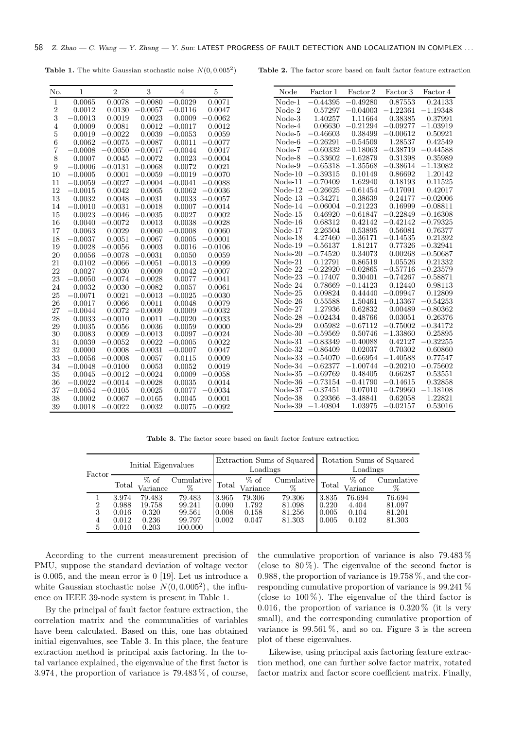**Table 1.** The white Gaussian stochastic noise $N(0, 0.005^2)$

| No. | 1 | 2 | 3 | 4 | 5 |
|---|---|---|---|---|---|
| 1 | 0.0065 | 0.0078 | −0.0080 | −0.0029 | 0.0071 |
| 2 | 0.0012 | 0.0130 | −0.0057 | −0.0116 | 0.0047 |
| 3 | −0.0013 | 0.0019 | 0.0023 | 0.0009 | −0.0062 |
| 4 | 0.0009 | 0.0081 | 0.0012 | −0.0017 | 0.0012 |
| 5 | 0.0019 | −0.0022 | 0.0039 | −0.0053 | 0.0059 |
| 6 | 0.0062 | −0.0075 | −0.0087 | 0.0011 | −0.0077 |
| 7 | −0.0008 | −0.0050 | −0.0017 | −0.0044 | 0.0017 |
| 8 | 0.0007 | 0.0045 | −0.0072 | 0.0023 | −0.0004 |
| 9 | −0.0006 | −0.0131 | −0.0068 | 0.0072 | 0.0021 |
| 10 | −0.0005 | 0.0001 | −0.0059 | −0.0019 | −0.0070 |
| 11 | −0.0059 | −0.0027 | −0.0004 | −0.0041 | −0.0088 |
| 12 | −0.0015 | 0.0042 | 0.0065 | 0.0062 | −0.0036 |
| 13 | 0.0032 | 0.0048 | −0.0031 | 0.0033 | −0.0057 |
| 14 | −0.0010 | −0.0031 | −0.0018 | 0.0007 | −0.0014 |
| 15 | 0.0023 | −0.0046 | −0.0035 | 0.0027 | 0.0002 |
| 16 | 0.0040 | −0.0072 | 0.0013 | 0.0038 | −0.0028 |
| 17 | 0.0063 | 0.0029 | 0.0060 | −0.0008 | 0.0060 |
| 18 | −0.0037 | 0.0051 | −0.0067 | 0.0005 | −0.0001 |
| 19 | 0.0028 | −0.0056 | 0.0003 | 0.0016 | −0.0106 |
| 20 | 0.0056 | −0.0078 | −0.0031 | 0.0050 | 0.0059 |
| 21 | 0.0102 | −0.0066 | −0.0051 | −0.0013 | −0.0099 |
| 22 | 0.0027 | 0.0030 | 0.0009 | 0.0042 | −0.0007 |
| 23 | −0.0050 | −0.0074 | −0.0028 | 0.0077 | −0.0041 |
| 24 | 0.0032 | 0.0030 | −0.0082 | 0.0057 | 0.0061 |
| 25 | −0.0071 | 0.0021 | −0.0013 | −0.0025 | −0.0030 |
| 26 | 0.0017 | 0.0066 | 0.0011 | 0.0048 | 0.0079 |
| 27 | −0.0044 | 0.0072 | −0.0009 | 0.0009 | −0.0032 |
| 28 | 0.0033 | −0.0010 | 0.0011 | −0.0020 | −0.0033 |
| 29 | 0.0035 | 0.0056 | 0.0036 | 0.0059 | 0.0000 |
| 30 | 0.0083 | 0.0009 | −0.0013 | 0.0097 | −0.0024 |
| 31 | 0.0039 | −0.0052 | 0.0022 | −0.0005 | 0.0022 |
| 32 | 0.0000 | 0.0008 | −0.0031 | −0.0007 | 0.0047 |
| 33 | −0.0056 | −0.0008 | 0.0057 | 0.0115 | 0.0009 |
| 34 | −0.0048 | −0.0100 | 0.0053 | 0.0052 | 0.0019 |
| 35 | 0.0045 | −0.0012 | −0.0024 | 0.0009 | −0.0058 |
| 36 | −0.0022 | −0.0014 | −0.0028 | 0.0035 | 0.0014 |
| 37 | −0.0054 | −0.0105 | 0.0025 | 0.0077 | −0.0034 |
| 38 | 0.0002 | 0.0067 | −0.0165 | 0.0045 | 0.0001 |
| 39 | 0.0018 | −0.0022 | 0.0032 | 0.0075 | −0.0092 |

**Table 2.** The factor score based on fault factor feature extraction

| Node | Factor 1 | Factor 2 | Factor 3 | Factor 4 |
|---|---|---|---|---|
| Node-1 | −0.44395 | −0.49280 | 0.87553 | 0.24133 |
| Node-2 | 0.57297 | −0.04003 | −1.22361 | −1.19348 |
| Node-3 | 1.40257 | 1.11664 | 0.38385 | 0.37991 |
| Node-4 | 0.06630 | −0.21294 | −0.09277 | −1.03919 |
| Node-5 | −0.46603 | 0.38499 | −0.00612 | 0.50921 |
| Node-6 | −0.26291 | −0.54509 | 1.28537 | 0.42549 |
| Node-7 | −0.60332 | −0.18063 | −0.38719 | −0.44588 |
| Node-8 | −0.33602 | −1.62879 | 0.31398 | 0.35989 |
| Node-9 | −0.65318 | −1.35568 | −0.38614 | −1.13082 |
| Node-10 | −0.39315 | 0.10149 | 0.86692 | 1.20142 |
| Node-11 | −0.70409 | 1.62940 | 0.18193 | 0.11525 |
| Node-12 | −0.26625 | −0.61454 | −0.17091 | 0.42017 |
| Node-13 | −0.34271 | 0.38639 | 0.24177 | −0.02006 |
| Node-14 | −0.06004 | −0.21223 | 0.16999 | −0.08811 |
| Node-15 | 0.46920 | −0.61847 | −0.22849 | −0.16308 |
| Node-16 | 0.68312 | 0.42142 | −0.42142 | −0.79325 |
| Node-17 | 2.26504 | 0.53895 | 0.56081 | 0.76377 |
| Node-18 | 4.27460 | −0.36171 | −0.14535 | 0.21392 |
| Node-19 | −0.56137 | 1.81217 | 0.77326 | −0.32941 |
| Node-20 | −0.74520 | 0.34073 | 0.00268 | −0.50687 |
| Node-21 | 0.12791 | 0.86519 | 1.05526 | 0.21332 |
| Node-22 | −0.22920 | −0.02865 | −0.57716 | −0.23579 |
| Node-23 | −0.17407 | 0.30401 | −0.74267 | −0.58871 |
| Node-24 | 0.78669 | −0.14123 | 0.12440 | 0.98113 |
| Node-25 | 0.09824 | 0.44440 | −0.09947 | 0.12809 |
| Node-26 | 0.55588 | 1.50461 | −0.13367 | −0.54253 |
| Node-27 | 1.27936 | 0.62832 | 0.00489 | −0.80362 |
| Node-28 | −0.02434 | 0.48766 | 0.03051 | 0.26376 |
| Node-29 | 0.05982 | −0.67112 | −0.75002 | −0.34172 |
| Node-30 | −0.59569 | 0.50746 | −1.33860 | 0.25895 |
| Node-31 | −0.83349 | −0.40088 | 0.42127 | −0.32255 |
| Node-32 | −0.86409 | 0.02037 | 0.70302 | 0.60860 |
| Node-33 | −0.54070 | −0.66954 | −1.40588 | 0.77547 |
| Node-34 | −0.62377 | −1.00744 | −0.20210 | −0.75602 |
| Node-35 | −0.69769 | 0.48405 | 0.66287 | 0.53551 |
| Node-36 | −0.73154 | −0.41790 | −0.14615 | 0.32858 |
| Node-37 | −0.37451 | 0.07010 | −0.79960 | −1.18108 |
| Node-38 | 0.29366 | −3.48841 | 0.62058 | 1.22821 |
| Node-39 | −1.40804 | 1.03975 | −0.02157 | 0.53016 |

**Table 3.** The factor score based on fault factor feature extraction

| Factor | Initial Eigenvalues | | | Extraction Sums of Squared Loadings | | | Rotation Sums of Squared Loadings | | |
|---|---|---|---|---|---|---|---|---|---|
| | Total | % of Variance | Cumulative % | Total | % of Variance | Cumulative % | Total | % of Variance | Cumulative % |
| 1 | 3.974 | 79.483 | 79.483 | 3.965 | 79.306 | 79.306 | 3.835 | 76.694 | 76.694 |
| 2 | 0.988 | 19.758 | 99.241 | 0.090 | 1.792 | 81.098 | 0.220 | 4.404 | 81.097 |
| 3 | 0.016 | 0.320 | 99.561 | 0.008 | 0.158 | 81.256 | 0.005 | 0.104 | 81.201 |
| 4 | 0.012 | 0.236 | 99.797 | 0.002 | 0.047 | 81.303 | 0.005 | 0.102 | 81.303 |
| 5 | 0.010 | 0.203 | 100.000 | | | | | | |

According to the current measurement precision of PMU, suppose the standard deviation of voltage vector is 0.005, and the mean error is 0 [19]. Let us introduce a white Gaussian stochastic noise $N(0, 0.005^2)$, the influence on IEEE 39-node system is present in Table 1.

By the principal of fault factor feature extraction, the correlation matrix and the communalities of variables have been calculated. Based on this, one has obtained initial eigenvalues, see Table 3. In this place, the feature extraction method is principal axis factoring. In the total variance explained, the eigenvalue of the first factor is 3.974, the proportion of variance is 79.483 %, of course, the cumulative proportion of variance is also 79.483 % (close to 80 %). The eigenvalue of the second factor is 0.988, the proportion of variance is 19.758 %, and the corresponding cumulative proportion of variance is 99.241 % (close to 100 %). The eigenvalue of the third factor is 0.016, the proportion of variance is 0.320 % (it is very small), and the corresponding cumulative proportion of variance is 99.561 %, and so on. Figure 3 is the screen plot of these eigenvalues.

Likewise, using principal axis factoring feature extraction method, one can further solve factor matrix, rotated factor matrix and factor score coefficient matrix. Finally,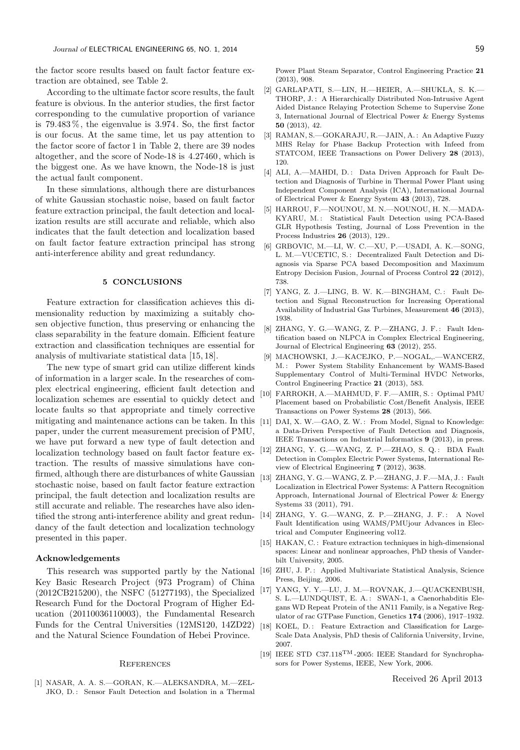the factor score results based on fault factor feature extraction are obtained, see Table 2.

According to the ultimate factor score results, the fault feature is obvious. In the anterior studies, the first factor corresponding to the cumulative proportion of variance is 79.483 %, the eigenvalue is 3.974. So, the first factor is our focus. At the same time, let us pay attention to the factor score of factor 1 in Table 2, there are 39 nodes altogether, and the score of Node-18 is 4.27460, which is the biggest one. As we have known, the Node-18 is just the actual fault component.

In these simulations, although there are disturbances of white Gaussian stochastic noise, based on fault factor feature extraction principal, the fault detection and localization results are still accurate and reliable, which also indicates that the fault detection and localization based on fault factor feature extraction principal has strong anti-interference ability and great redundancy.

## 5 CONCLUSIONS

Feature extraction for classification achieves this dimensionality reduction by maximizing a suitably chosen objective function, thus preserving or enhancing the class separability in the feature domain. Efficient feature extraction and classification techniques are essential for analysis of multivariate statistical data [15, 18].

The new type of smart grid can utilize different kinds of information in a larger scale. In the researches of complex electrical engineering, efficient fault detection and localization schemes are essential to quickly detect and locate faults so that appropriate and timely corrective mitigating and maintenance actions can be taken. In this paper, under the current measurement precision of PMU, we have put forward a new type of fault detection and localization technology based on fault factor feature extraction. The results of massive simulations have confirmed, although there are disturbances of white Gaussian stochastic noise, based on fault factor feature extraction principal, the fault detection and localization results are still accurate and reliable. The researches have also identified the strong anti-interference ability and great redundancy of the fault detection and localization technology presented in this paper.

### Acknowledgements

This research was supported partly by the National Key Basic Research Project (973 Program) of China (2012CB215200), the NSFC (51277193), the Specialized Research Fund for the Doctoral Program of Higher Education (20110036110003), the Fundamental Research Funds for the Central Universities (12MS120, 14ZD22) and the Natural Science Foundation of Hebei Province.

## References

[1] NASAR, A. A. S.—GORAN, K.—ALEKSANDRA, M.—ZELJKO, D. : Sensor Fault Detection and Isolation in a Thermal Power Plant Steam Separator, Control Engineering Practice **21** (2013), 908.

[2] GARLAPATI, S.—LIN, H.—HEIER, A.—SHUKLA, S. K.—THORP, J. : A Hierarchically Distributed Non-Intrusive Agent Aided Distance Relaying Protection Scheme to Supervise Zone 3, International Journal of Electrical Power & Energy Systems **50** (2013), 42.

[3] RAMAN, S.—GOKARAJU, R.—JAIN, A. : An Adaptive Fuzzy MHS Relay for Phase Backup Protection with Infeed from STATCOM, IEEE Transactions on Power Delivery **28** (2013), 120.

[4] ALI, A.—MAHDI, D. : Data Driven Approach for Fault Detection and Diagnosis of Turbine in Thermal Power Plant using Independent Component Analysis (ICA), International Journal of Electrical Power & Energy System **43** (2013), 728.

[5] HARROU, F.—NOUNOU, M. N.—NOUNOU, H. N.—MADAKYARU, M. : Statistical Fault Detection using PCA-Based GLR Hypothesis Testing, Journal of Loss Prevention in the Process Industries **26** (2013), 129..

[6] GRBOVIC, M.—LI, W. C.—XU, P.—USADI, A. K.—SONG, L. M.—VUCETIC, S. : Decentralized Fault Detection and Diagnosis via Sparse PCA based Decomposition and Maximum Entropy Decision Fusion, Journal of Process Control **22** (2012), 738.

[7] YANG, Z. J.—LING, B. W. K.—BINGHAM, C. : Fault Detection and Signal Reconstruction for Increasing Operational Availability of Industrial Gas Turbines, Measurement **46** (2013), 1938.

[8] ZHANG, Y. G.—WANG, Z. P.—ZHANG, J. F. : Fault Identification based on NLPCA in Complex Electrical Engineering, Journal of Electrical Engineering **63** (2012), 255.

[9] MACHOWSKI, J.—KACEJKO, P.—NOGAL,.—WANCERZ, M. : Power System Stability Enhancement by WAMS-Based Supplementary Control of Multi-Terminal HVDC Networks, Control Engineering Practice **21** (2013), 583.

[10] FARROKH, A.—MAHMUD, F. F.—AMIR, S. : Optimal PMU Placement based on Probabilistic Cost/Benefit Analysis, IEEE Transactions on Power Systems **28** (2013), 566.

[11] DAI, X. W.—GAO, Z. W. : From Model, Signal to Knowledge: a Data-Driven Perspective of Fault Detection and Diagnosis, IEEE Transactions on Industrial Informatics **9** (2013), in press.

[12] ZHANG, Y. G.—WANG, Z. P.—ZHAO, S. Q. : BDA Fault Detection in Complex Electric Power Systems, International Review of Electrical Engineering **7** (2012), 3638.

[13] ZHANG, Y. G.—WANG, Z. P.—ZHANG, J. F.—MA, J. : Fault Localization in Electrical Power Systems: A Pattern Recognition Approach, International Journal of Electrical Power & Energy Systems 33 (2011), 791.

[14] ZHANG, Y. G.—WANG, Z. P.—ZHANG, J. F. : A Novel Fault Identification using WAMS/PMUjour Advances in Electrical and Computer Engineering vol12.

[15] HAKAN, C. : Feature extraction techniques in high-dimensional spaces: Linear and nonlinear approaches, PhD thesis of Vanderbilt University, 2005.

[16] ZHU, J. P. : Applied Multivariate Statistical Analysis, Science Press, Beijing, 2006.

[17] YANG, Y. Y.—LU, J. M.—ROVNAK, J.—QUACKENBUSH, S. L.—LUNDQUIST, E. A. : SWAN-1, a Caenorhabditis Elegans WD Repeat Protein of the AN11 Family, is a Negative Regulator of rac GTPase Function, Genetics **174** (2006), 1917–1932.

[18] KOEL, D. : Feature Extraction and Classification for Large-Scale Data Analysis, PhD thesis of California University, Irvine, 2007.

[19] IEEE STD C37.118$^{\mathrm{TM}}$-2005: IEEE Standard for Synchrophasors for Power Systems, IEEE, New York, 2006.

Received 26 April 2013